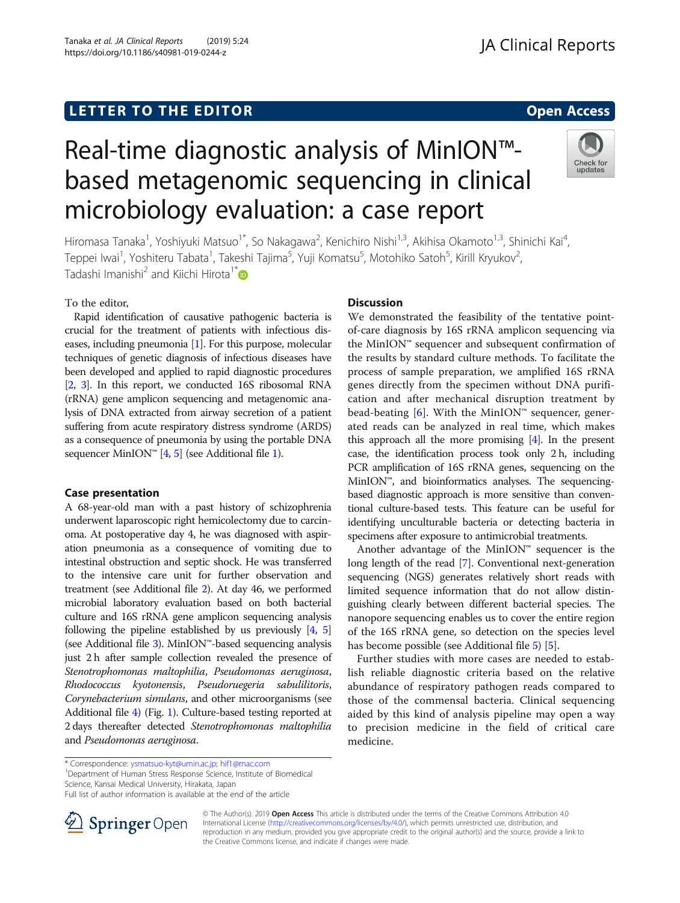LETTER TO THE EDITOR

Open Access

# Real-time diagnostic analysis of MinION™-based metagenomic sequencing in clinical microbiology evaluation: a case report

Hiromasa Tanaka[1], Yoshiyuki Matsuo[1*], So Nakagawa[2], Kenichiro Nishi[1,3], Akihisa Okamoto[1,3], Shinichi Kai[4], Teppei Iwai[1], Yoshiteru Tabata[1], Takeshi Tajima[5], Yuji Komatsu[5], Motohiko Satoh[5], Kirill Kryukov[2], Tadashi Imanishi[2] and Kiichi Hirota[1*]

To the editor,

Rapid identification of causative pathogenic bacteria is crucial for the treatment of patients with infectious diseases, including pneumonia [1]. For this purpose, molecular techniques of genetic diagnosis of infectious diseases have been developed and applied to rapid diagnostic procedures [2, 3]. In this report, we conducted 16S ribosomal RNA (rRNA) gene amplicon sequencing and metagenomic analysis of DNA extracted from airway secretion of a patient suffering from acute respiratory distress syndrome (ARDS) as a consequence of pneumonia by using the portable DNA sequencer MinION™ [4, 5] (see Additional file 1).

## Case presentation

A 68-year-old man with a past history of schizophrenia underwent laparoscopic right hemicolectomy due to carcinoma. At postoperative day 4, he was diagnosed with aspiration pneumonia as a consequence of vomiting due to intestinal obstruction and septic shock. He was transferred to the intensive care unit for further observation and treatment (see Additional file 2). At day 46, we performed microbial laboratory evaluation based on both bacterial culture and 16S rRNA gene amplicon sequencing analysis following the pipeline established by us previously [4, 5] (see Additional file 3). MinION™-based sequencing analysis just 2 h after sample collection revealed the presence of *Stenotrophomonas maltophilia*, *Pseudomonas aeruginosa*, *Rhodococcus kyotonensis*, *Pseudoruegeria sabulilitoris*, *Corynebacterium simulans*, and other microorganisms (see Additional file 4) (Fig. 1). Culture-based testing reported at 2 days thereafter detected *Stenotrophomonas maltophilia* and *Pseudomonas aeruginosa*.

## Discussion

We demonstrated the feasibility of the tentative point-of-care diagnosis by 16S rRNA amplicon sequencing via the MinION™ sequencer and subsequent confirmation of the results by standard culture methods. To facilitate the process of sample preparation, we amplified 16S rRNA genes directly from the specimen without DNA purification and after mechanical disruption treatment by bead-beating [6]. With the MinION™ sequencer, generated reads can be analyzed in real time, which makes this approach all the more promising [4]. In the present case, the identification process took only 2 h, including PCR amplification of 16S rRNA genes, sequencing on the MinION™, and bioinformatics analyses. The sequencing-based diagnostic approach is more sensitive than conventional culture-based tests. This feature can be useful for identifying unculturable bacteria or detecting bacteria in specimens after exposure to antimicrobial treatments.

Another advantage of the MinION™ sequencer is the long length of the read [7]. Conventional next-generation sequencing (NGS) generates relatively short reads with limited sequence information that do not allow distinguishing clearly between different bacterial species. The nanopore sequencing enables us to cover the entire region of the 16S rRNA gene, so detection on the species level has become possible (see Additional file 5) [5].

Further studies with more cases are needed to establish reliable diagnostic criteria based on the relative abundance of respiratory pathogen reads compared to those of the commensal bacteria. Clinical sequencing aided by this kind of analysis pipeline may open a way to precision medicine in the field of critical care medicine.

\* Correspondence: ysmatsuo-kyt@umin.ac.jp; hif1@mac.com
[1]Department of Human Stress Response Science, Institute of Biomedical Science, Kansai Medical University, Hirakata, Japan
Full list of author information is available at the end of the article

© The Author(s). 2019 **Open Access** This article is distributed under the terms of the Creative Commons Attribution 4.0 International License (http://creativecommons.org/licenses/by/4.0/), which permits unrestricted use, distribution, and reproduction in any medium, provided you give appropriate credit to the original author(s) and the source, provide a link to the Creative Commons license, and indicate if changes were made.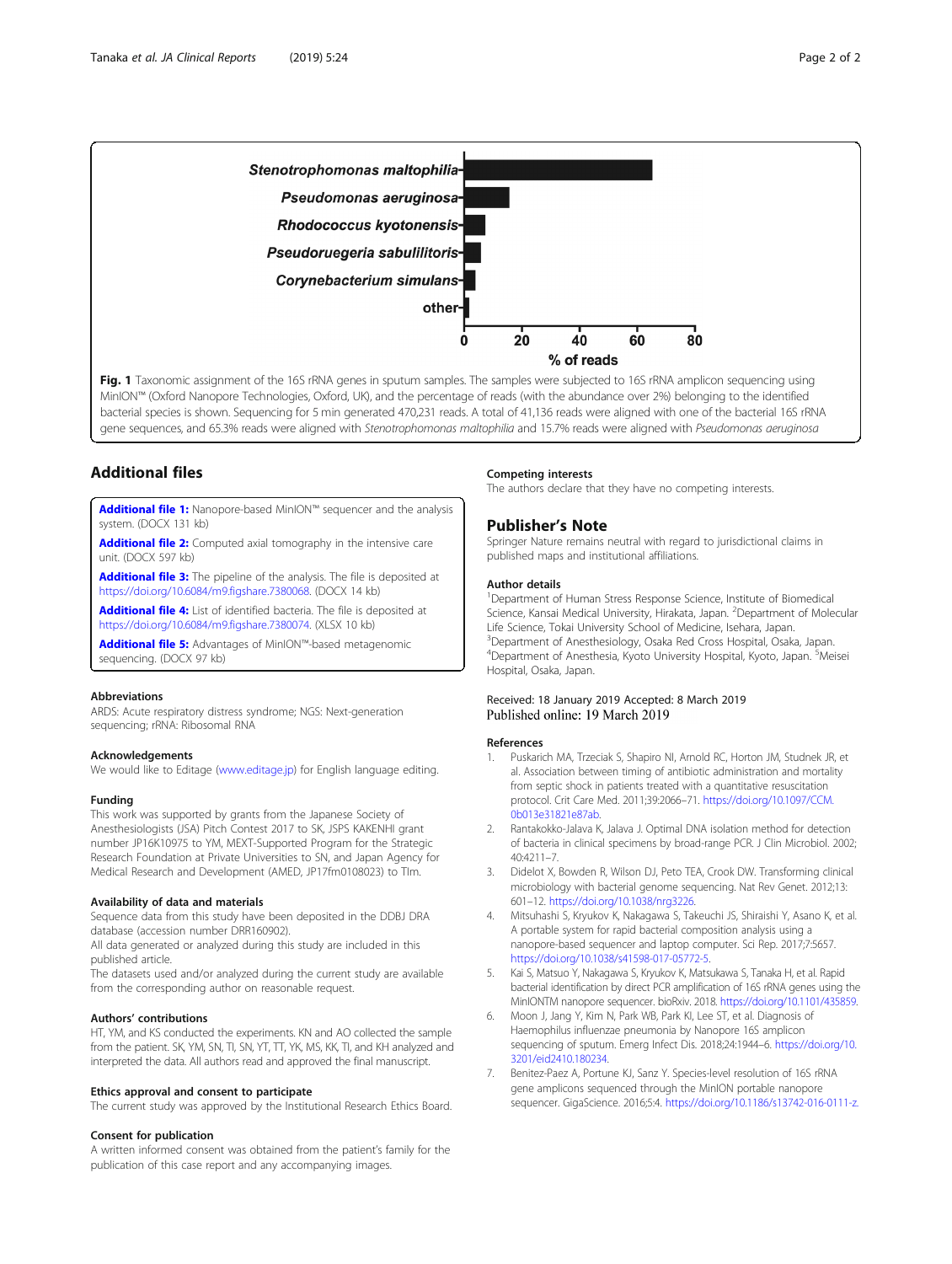Stenotrophomonas maltophilia

Pseudomonas aeruginosa

Rhodococcus kyotonensis

Pseudoruegeria sabulilitoris

Corynebacterium simulans

other

0 20 40 60 80

% of reads

**Fig. 1** Taxonomic assignment of the 16S rRNA genes in sputum samples. The samples were subjected to 16S rRNA amplicon sequencing using MinION™ (Oxford Nanopore Technologies, Oxford, UK), and the percentage of reads (with the abundance over 2%) belonging to the identified bacterial species is shown. Sequencing for 5 min generated 470,231 reads. A total of 41,136 reads were aligned with one of the bacterial 16S rRNA gene sequences, and 65.3% reads were aligned with *Stenotrophomonas maltophilia* and 15.7% reads were aligned with *Pseudomonas aeruginosa*

## Additional files

**Additional file 1:** Nanopore-based MinION™ sequencer and the analysis system. (DOCX 131 kb)

**Additional file 2:** Computed axial tomography in the intensive care unit. (DOCX 597 kb)

**Additional file 3:** The pipeline of the analysis. The file is deposited at https://doi.org/10.6084/m9.figshare.7380068. (DOCX 14 kb)

**Additional file 4:** List of identified bacteria. The file is deposited at https://doi.org/10.6084/m9.figshare.7380074. (XLSX 10 kb)

**Additional file 5:** Advantages of MinION™-based metagenomic sequencing. (DOCX 97 kb)

### Abbreviations

ARDS: Acute respiratory distress syndrome; NGS: Next-generation sequencing; rRNA: Ribosomal RNA

### Acknowledgements

We would like to Editage (www.editage.jp) for English language editing.

### Funding

This work was supported by grants from the Japanese Society of Anesthesiologists (JSA) Pitch Contest 2017 to SK, JSPS KAKENHI grant number JP16K10975 to YM, MEXT-Supported Program for the Strategic Research Foundation at Private Universities to SN, and Japan Agency for Medical Research and Development (AMED, JP17fm0108023) to TIm.

### Availability of data and materials

Sequence data from this study have been deposited in the DDBJ DRA database (accession number DRR160902).

All data generated or analyzed during this study are included in this published article.

The datasets used and/or analyzed during the current study are available from the corresponding author on reasonable request.

### Authors' contributions

HT, YM, and KS conducted the experiments. KN and AO collected the sample from the patient. SK, YM, SN, TI, SN, YT, TT, YK, MS, KK, TI, and KH analyzed and interpreted the data. All authors read and approved the final manuscript.

### Ethics approval and consent to participate

The current study was approved by the Institutional Research Ethics Board.

### Consent for publication

A written informed consent was obtained from the patient's family for the publication of this case report and any accompanying images.

### Competing interests

The authors declare that they have no competing interests.

## Publisher's Note

Springer Nature remains neutral with regard to jurisdictional claims in published maps and institutional affiliations.

### Author details

[1]Department of Human Stress Response Science, Institute of Biomedical Science, Kansai Medical University, Hirakata, Japan. [2]Department of Molecular Life Science, Tokai University School of Medicine, Isehara, Japan. [3]Department of Anesthesiology, Osaka Red Cross Hospital, Osaka, Japan. [4]Department of Anesthesia, Kyoto University Hospital, Kyoto, Japan. [5]Meisei Hospital, Osaka, Japan.

Received: 18 January 2019 Accepted: 8 March 2019
Published online: 19 March 2019

### References

1. Puskarich MA, Trzeciak S, Shapiro NI, Arnold RC, Horton JM, Studnek JR, et al. Association between timing of antibiotic administration and mortality from septic shock in patients treated with a quantitative resuscitation protocol. Crit Care Med. 2011;39:2066–71. https://doi.org/10.1097/CCM.0b013e31821e87ab.
2. Rantakokko-Jalava K, Jalava J. Optimal DNA isolation method for detection of bacteria in clinical specimens by broad-range PCR. J Clin Microbiol. 2002;40:4211–7.
3. Didelot X, Bowden R, Wilson DJ, Peto TEA, Crook DW. Transforming clinical microbiology with bacterial genome sequencing. Nat Rev Genet. 2012;13:601–12. https://doi.org/10.1038/nrg3226.
4. Mitsuhashi S, Kryukov K, Nakagawa S, Takeuchi JS, Shiraishi Y, Asano K, et al. A portable system for rapid bacterial composition analysis using a nanopore-based sequencer and laptop computer. Sci Rep. 2017;7:5657. https://doi.org/10.1038/s41598-017-05772-5.
5. Kai S, Matsuo Y, Nakagawa S, Kryukov K, Matsukawa S, Tanaka H, et al. Rapid bacterial identification by direct PCR amplification of 16S rRNA genes using the MinIONTM nanopore sequencer. bioRxiv. 2018. https://doi.org/10.1101/435859.
6. Moon J, Jang Y, Kim N, Park WB, Park KI, Lee ST, et al. Diagnosis of Haemophilus influenzae pneumonia by Nanopore 16S amplicon sequencing of sputum. Emerg Infect Dis. 2018;24:1944–6. https://doi.org/10.3201/eid2410.180234.
7. Benitez-Paez A, Portune KJ, Sanz Y. Species-level resolution of 16S rRNA gene amplicons sequenced through the MinION portable nanopore sequencer. GigaScience. 2016;5:4. https://doi.org/10.1186/s13742-016-0111-z.